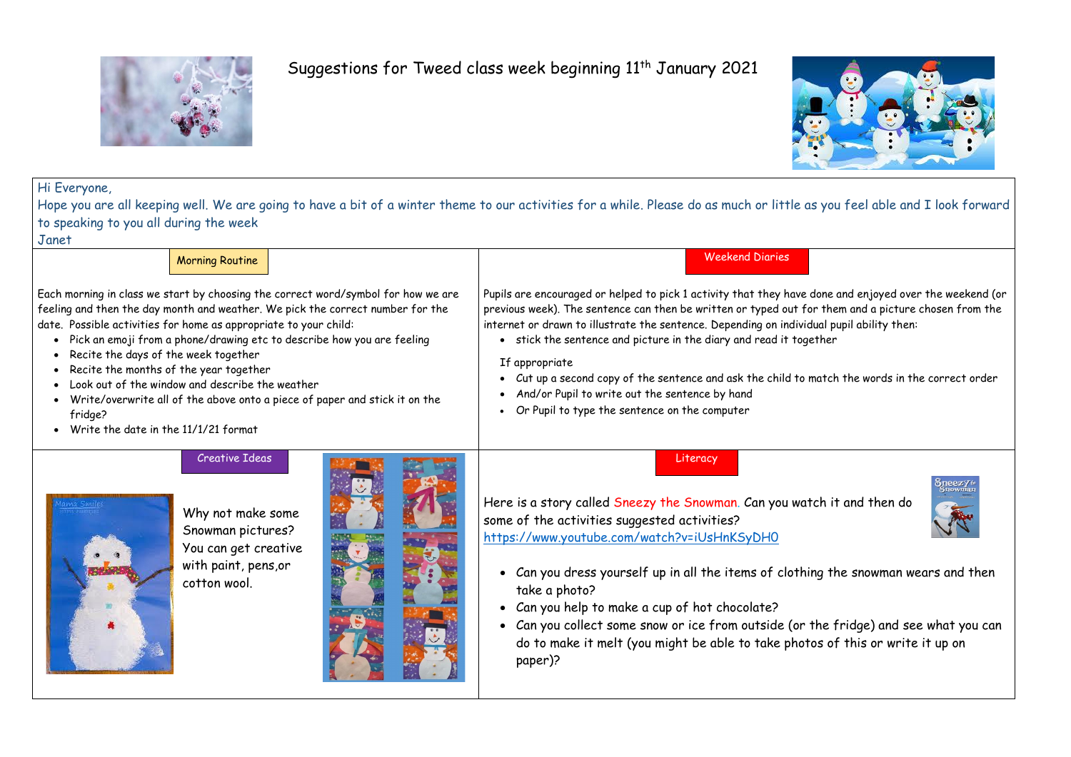# Suggestions for Tweed class week beginning 11th January 2021

Hi Everyone,

Hope you are all keeping well. We are going to have a bit of a winter theme to our activities for a while. Please do as much or little as you feel able and I look forward to speaking to you all during the week

Janet

## Morning Routine

Each morning in class we start by choosing the correct word/symbol for how we are feeling and then the day month and weather. We pick the correct number for the date. Possible activities for home as appropriate to your child:

- Pick an emoji from a phone/drawing etc to describe how you are feeling
- Recite the days of the week together
- Recite the months of the year together
- Look out of the window and describe the weather
- Write/overwrite all of the above onto a piece of paper and stick it on the fridge?
- Write the date in the 11/1/21 format

## Weekend Diaries

Pupils are encouraged or helped to pick 1 activity that they have done and enjoyed over the weekend (or previous week). The sentence can then be written or typed out for them and a picture chosen from the internet or drawn to illustrate the sentence. Depending on individual pupil ability then:

- stick the sentence and picture in the diary and read it together

If appropriate

- Cut up a second copy of the sentence and ask the child to match the words in the correct order
- And/or Pupil to write out the sentence by hand
- Or Pupil to type the sentence on the computer

## Creative Ideas

Why not make some Snowman pictures? You can get creative with paint, pens,or cotton wool.

## Literacy

Here is a story called Sneezy the Snowman. Can you watch it and then do some of the activities suggested activities?

https://www.youtube.com/watch?v=iUsHnKSyDH0

- Can you dress yourself up in all the items of clothing the snowman wears and then take a photo?
- Can you help to make a cup of hot chocolate?
- Can you collect some snow or ice from outside (or the fridge) and see what you can do to make it melt (you might be able to take photos of this or write it up on paper)?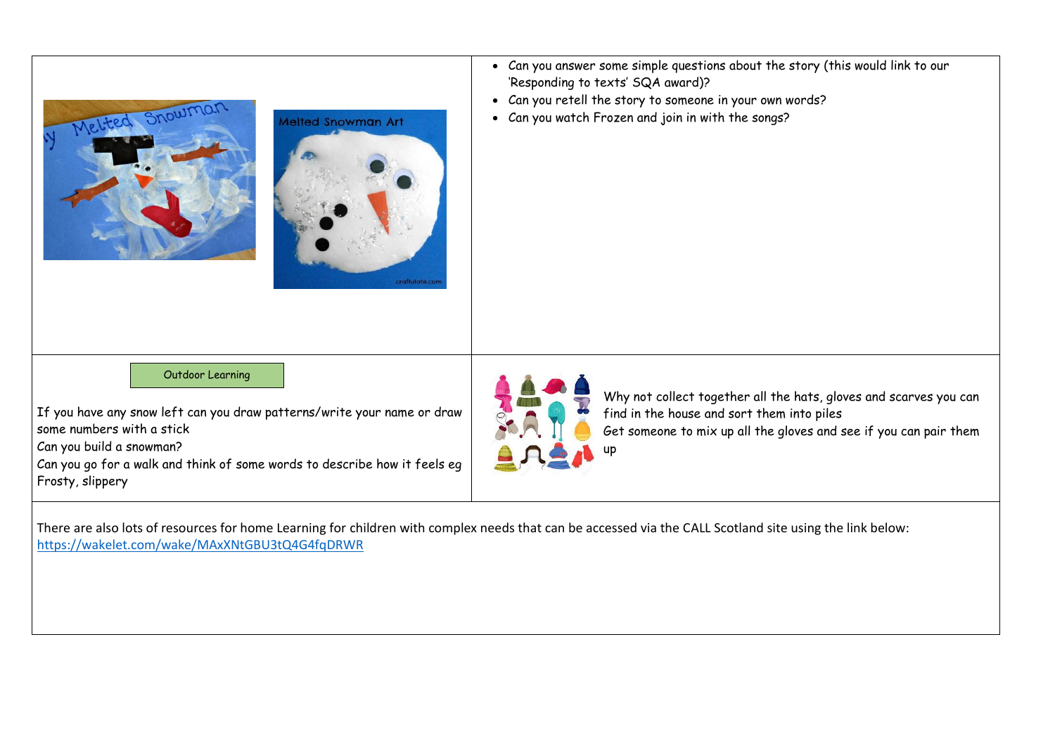- Can you answer some simple questions about the story (this would link to our 'Responding to texts' SQA award)?
- Can you retell the story to someone in your own words?
- Can you watch Frozen and join in with the songs?

Outdoor Learning

If you have any snow left can you draw patterns/write your name or draw some numbers with a stick
Can you build a snowman?
Can you go for a walk and think of some words to describe how it feels eg Frosty, slippery

Why not collect together all the hats, gloves and scarves you can find in the house and sort them into piles
Get someone to mix up all the gloves and see if you can pair them up

There are also lots of resources for home Learning for children with complex needs that can be accessed via the CALL Scotland site using the link below:
https://wakelet.com/wake/MAxXNtGBU3tQ4G4fqDRWR